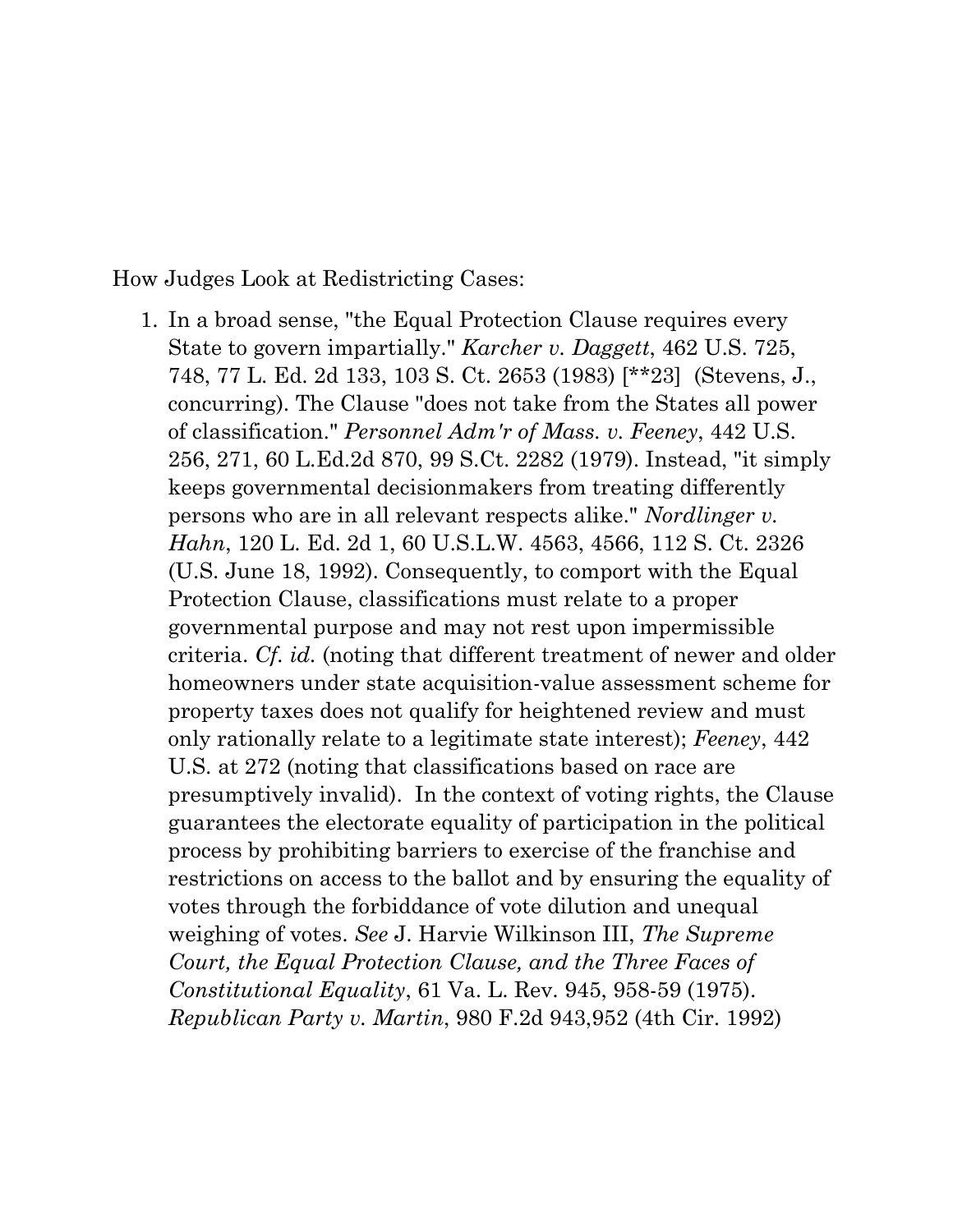How Judges Look at Redistricting Cases:

1. In a broad sense, "the Equal Protection Clause requires every State to govern impartially." *Karcher v. Daggett*, 462 U.S. 725, 748, 77 L. Ed. 2d 133, 103 S. Ct. 2653 (1983) [**23] (Stevens, J., concurring). The Clause "does not take from the States all power of classification." *Personnel Adm'r of Mass. v. Feeney*, 442 U.S. 256, 271, 60 L.Ed.2d 870, 99 S.Ct. 2282 (1979). Instead, "it simply keeps governmental decisionmakers from treating differently persons who are in all relevant respects alike." *Nordlinger v. Hahn*, 120 L. Ed. 2d 1, 60 U.S.L.W. 4563, 4566, 112 S. Ct. 2326 (U.S. June 18, 1992). Consequently, to comport with the Equal Protection Clause, classifications must relate to a proper governmental purpose and may not rest upon impermissible criteria. *Cf. id.* (noting that different treatment of newer and older homeowners under state acquisition-value assessment scheme for property taxes does not qualify for heightened review and must only rationally relate to a legitimate state interest); *Feeney*, 442 U.S. at 272 (noting that classifications based on race are presumptively invalid). In the context of voting rights, the Clause guarantees the electorate equality of participation in the political process by prohibiting barriers to exercise of the franchise and restrictions on access to the ballot and by ensuring the equality of votes through the forbiddance of vote dilution and unequal weighing of votes. *See* J. Harvie Wilkinson III, *The Supreme Court, the Equal Protection Clause, and the Three Faces of Constitutional Equality*, 61 Va. L. Rev. 945, 958-59 (1975). *Republican Party v. Martin*, 980 F.2d 943,952 (4th Cir. 1992)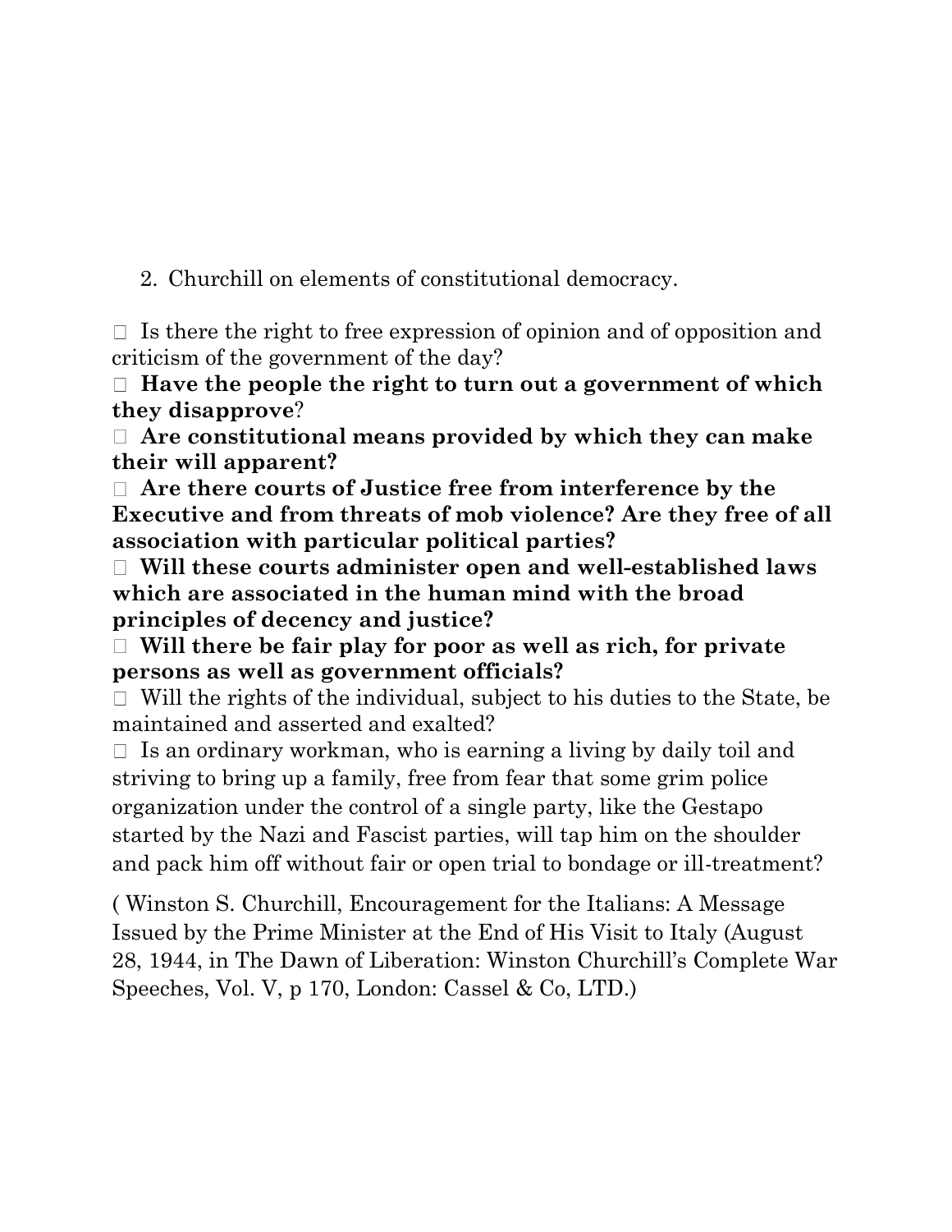2. Churchill on elements of constitutional democracy.

- Is there the right to free expression of opinion and of opposition and criticism of the government of the day?
- **Have the people the right to turn out a government of which they disapprove**?
- **Are constitutional means provided by which they can make their will apparent?**
- **Are there courts of Justice free from interference by the Executive and from threats of mob violence? Are they free of all association with particular political parties?**
- **Will these courts administer open and well-established laws which are associated in the human mind with the broad principles of decency and justice?**
- **Will there be fair play for poor as well as rich, for private persons as well as government officials?**
- Will the rights of the individual, subject to his duties to the State, be maintained and asserted and exalted?
- Is an ordinary workman, who is earning a living by daily toil and striving to bring up a family, free from fear that some grim police organization under the control of a single party, like the Gestapo started by the Nazi and Fascist parties, will tap him on the shoulder and pack him off without fair or open trial to bondage or ill-treatment?

( Winston S. Churchill, Encouragement for the Italians: A Message Issued by the Prime Minister at the End of His Visit to Italy (August 28, 1944, in The Dawn of Liberation: Winston Churchill's Complete War Speeches, Vol. V, p 170, London: Cassel & Co, LTD.)